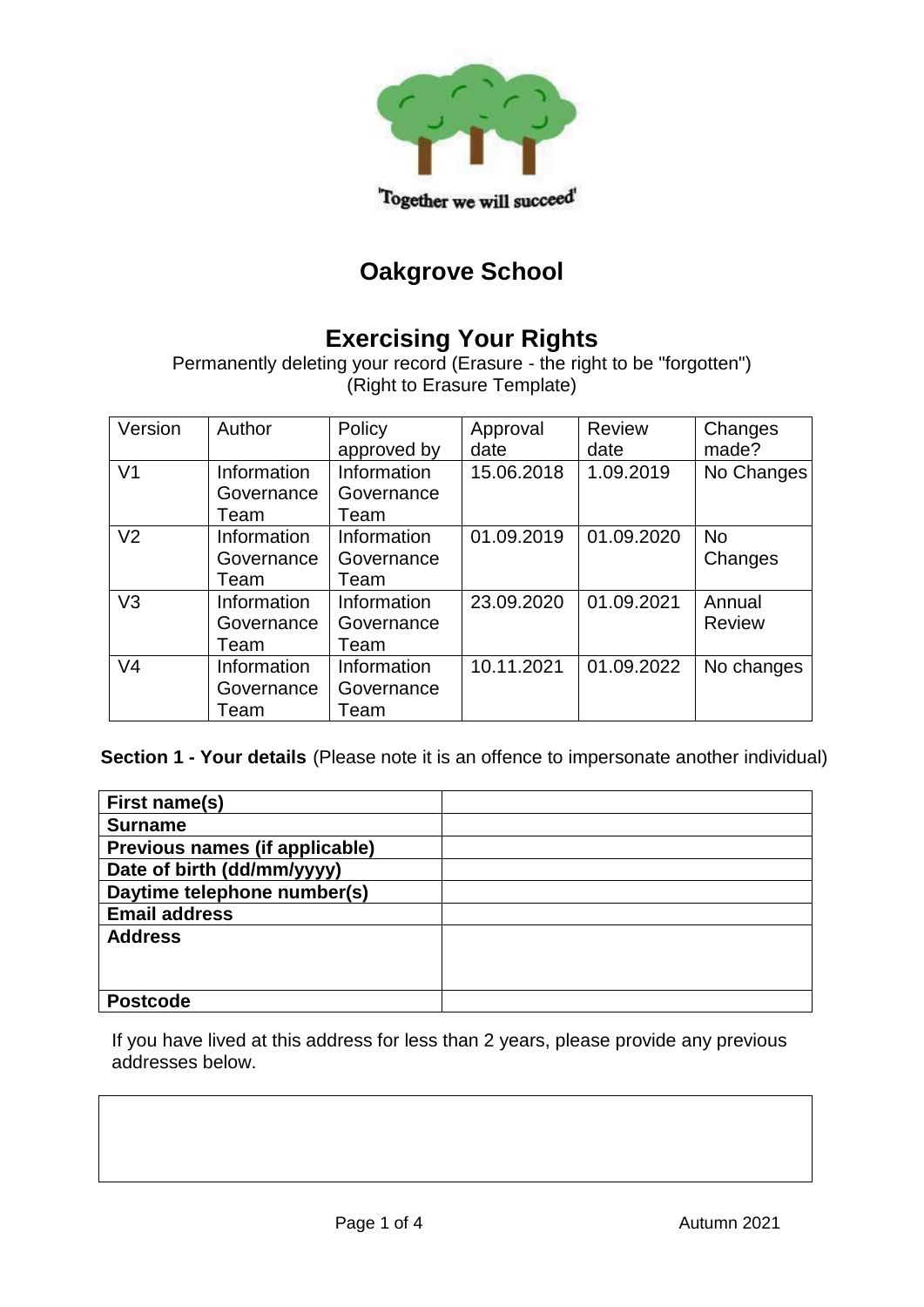'Together we will succeed'

# Oakgrove School

## Exercising Your Rights

Permanently deleting your record (Erasure - the right to be "forgotten")
(Right to Erasure Template)

| Version | Author | Policy approved by | Approval date | Review date | Changes made? |
|---|---|---|---|---|---|
| V1 | Information Governance Team | Information Governance Team | 15.06.2018 | 1.09.2019 | No Changes |
| V2 | Information Governance Team | Information Governance Team | 01.09.2019 | 01.09.2020 | No Changes |
| V3 | Information Governance Team | Information Governance Team | 23.09.2020 | 01.09.2021 | Annual Review |
| V4 | Information Governance Team | Information Governance Team | 10.11.2021 | 01.09.2022 | No changes |

**Section 1 - Your details** (Please note it is an offence to impersonate another individual)

| **First name(s)** | |
|---|---|
| **Surname** | |
| **Previous names (if applicable)** | |
| **Date of birth (dd/mm/yyyy)** | |
| **Daytime telephone number(s)** | |
| **Email address** | |
| **Address** | |
| **Postcode** | |

If you have lived at this address for less than 2 years, please provide any previous addresses below.

| |
|---|
| |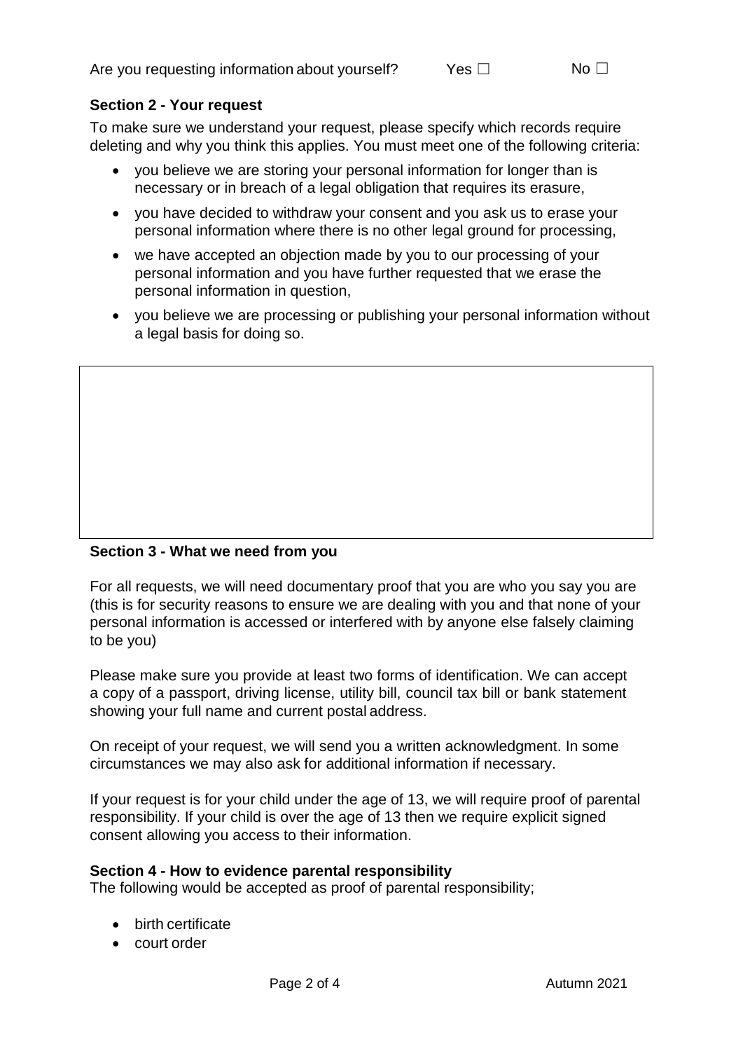Are you requesting information about yourself? Yes ☐ No ☐

**Section 2 - Your request**

To make sure we understand your request, please specify which records require deleting and why you think this applies. You must meet one of the following criteria:

- you believe we are storing your personal information for longer than is necessary or in breach of a legal obligation that requires its erasure,
- you have decided to withdraw your consent and you ask us to erase your personal information where there is no other legal ground for processing,
- we have accepted an objection made by you to our processing of your personal information and you have further requested that we erase the personal information in question,
- you believe we are processing or publishing your personal information without a legal basis for doing so.

| |
|---|
| |

**Section 3 - What we need from you**

For all requests, we will need documentary proof that you are who you say you are (this is for security reasons to ensure we are dealing with you and that none of your personal information is accessed or interfered with by anyone else falsely claiming to be you)

Please make sure you provide at least two forms of identification. We can accept a copy of a passport, driving license, utility bill, council tax bill or bank statement showing your full name and current postal address.

On receipt of your request, we will send you a written acknowledgment. In some circumstances we may also ask for additional information if necessary.

If your request is for your child under the age of 13, we will require proof of parental responsibility. If your child is over the age of 13 then we require explicit signed consent allowing you access to their information.

**Section 4 - How to evidence parental responsibility**

The following would be accepted as proof of parental responsibility;

- birth certificate
- court order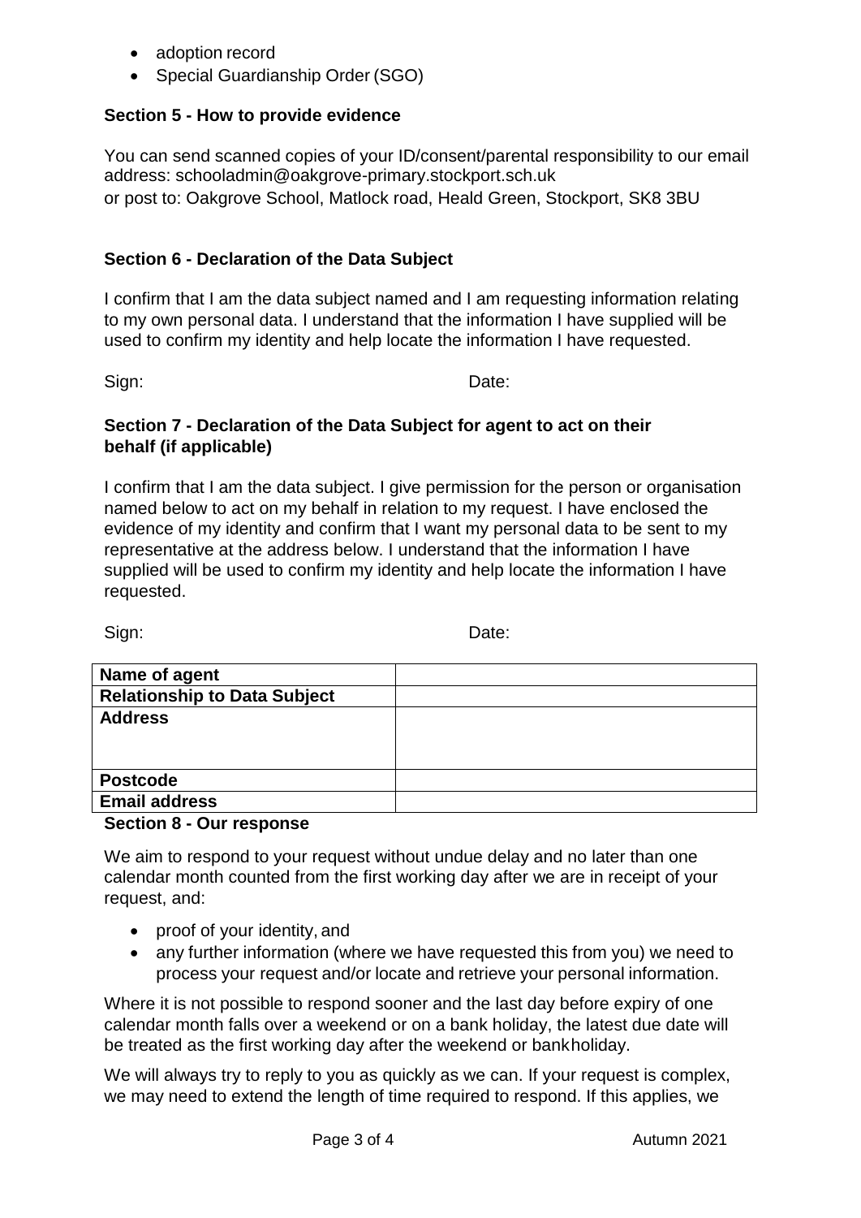- adoption record
- Special Guardianship Order (SGO)

**Section 5 - How to provide evidence**

You can send scanned copies of your ID/consent/parental responsibility to our email address: schooladmin@oakgrove-primary.stockport.sch.uk
or post to: Oakgrove School, Matlock road, Heald Green, Stockport, SK8 3BU

**Section 6 - Declaration of the Data Subject**

I confirm that I am the data subject named and I am requesting information relating to my own personal data. I understand that the information I have supplied will be used to confirm my identity and help locate the information I have requested.

Sign: Date:

**Section 7 - Declaration of the Data Subject for agent to act on their behalf (if applicable)**

I confirm that I am the data subject. I give permission for the person or organisation named below to act on my behalf in relation to my request. I have enclosed the evidence of my identity and confirm that I want my personal data to be sent to my representative at the address below. I understand that the information I have supplied will be used to confirm my identity and help locate the information I have requested.

Sign: Date:

| **Name of agent** | |
|---|---|
| **Relationship to Data Subject** | |
| **Address** | |
| **Postcode** | |
| **Email address** | |

**Section 8 - Our response**

We aim to respond to your request without undue delay and no later than one calendar month counted from the first working day after we are in receipt of your request, and:

- proof of your identity, and
- any further information (where we have requested this from you) we need to process your request and/or locate and retrieve your personal information.

Where it is not possible to respond sooner and the last day before expiry of one calendar month falls over a weekend or on a bank holiday, the latest due date will be treated as the first working day after the weekend or bankholiday.

We will always try to reply to you as quickly as we can. If your request is complex, we may need to extend the length of time required to respond. If this applies, we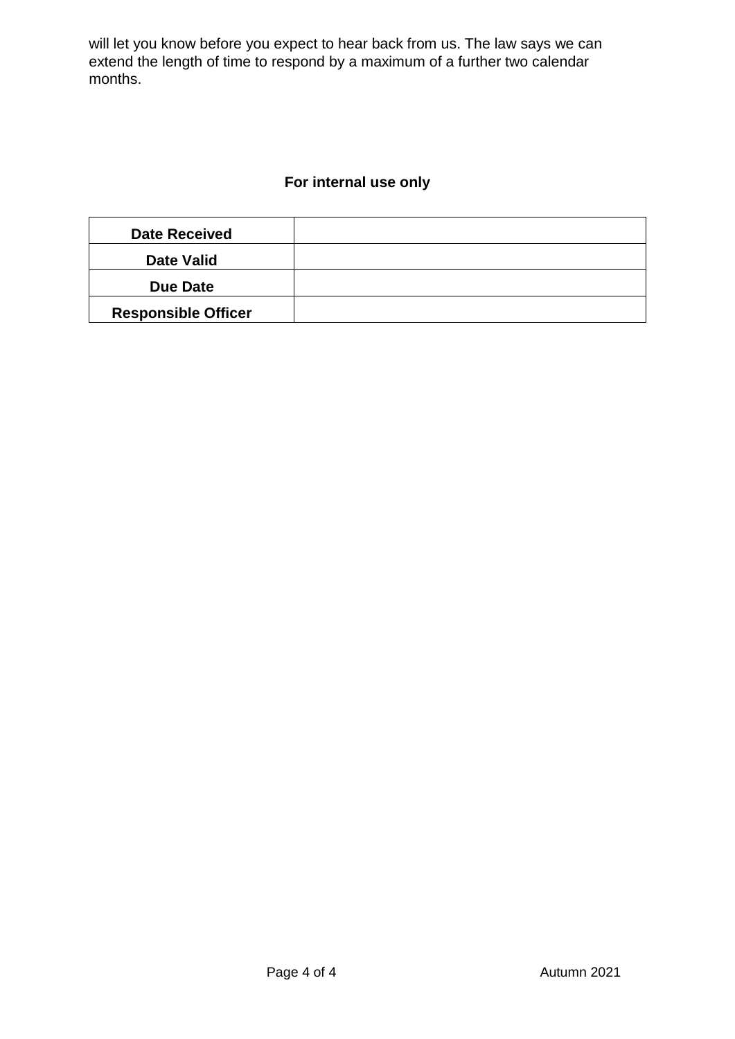will let you know before you expect to hear back from us. The law says we can extend the length of time to respond by a maximum of a further two calendar months.

**For internal use only**

| | |
|---|---|
| **Date Received** | |
| **Date Valid** | |
| **Due Date** | |
| **Responsible Officer** | |

Autumn 2021